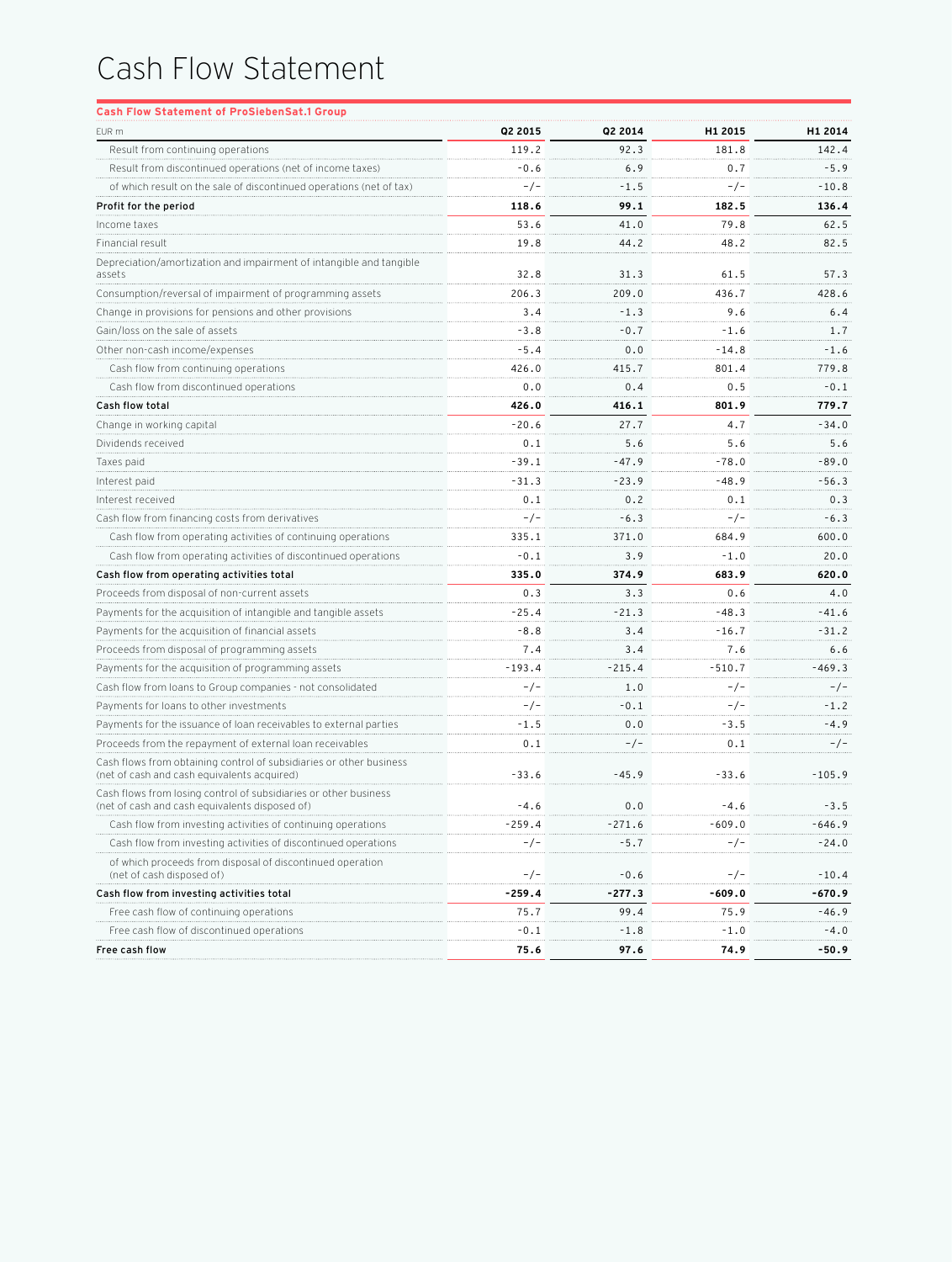# Cash Flow Statement

**Cash Flow Statement of ProSiebenSat.1 Group**

| EUR m | Q2 2015 | Q2 2014 | H1 2015 | H1 2014 |
|---|---|---|---|---|
| Result from continuing operations | 119.2 | 92.3 | 181.8 | 142.4 |
| Result from discontinued operations (net of income taxes) | -0.6 | 6.9 | 0.7 | -5.9 |
| of which result on the sale of discontinued operations (net of tax) | -/- | -1.5 | -/- | -10.8 |
| **Profit for the period** | **118.6** | **99.1** | **182.5** | **136.4** |
| Income taxes | 53.6 | 41.0 | 79.8 | 62.5 |
| Financial result | 19.8 | 44.2 | 48.2 | 82.5 |
| Depreciation/amortization and impairment of intangible and tangible assets | 32.8 | 31.3 | 61.5 | 57.3 |
| Consumption/reversal of impairment of programming assets | 206.3 | 209.0 | 436.7 | 428.6 |
| Change in provisions for pensions and other provisions | 3.4 | -1.3 | 9.6 | 6.4 |
| Gain/loss on the sale of assets | -3.8 | -0.7 | -1.6 | 1.7 |
| Other non-cash income/expenses | -5.4 | 0.0 | -14.8 | -1.6 |
| Cash flow from continuing operations | 426.0 | 415.7 | 801.4 | 779.8 |
| Cash flow from discontinued operations | 0.0 | 0.4 | 0.5 | -0.1 |
| **Cash flow total** | **426.0** | **416.1** | **801.9** | **779.7** |
| Change in working capital | -20.6 | 27.7 | 4.7 | -34.0 |
| Dividends received | 0.1 | 5.6 | 5.6 | 5.6 |
| Taxes paid | -39.1 | -47.9 | -78.0 | -89.0 |
| Interest paid | -31.3 | -23.9 | -48.9 | -56.3 |
| Interest received | 0.1 | 0.2 | 0.1 | 0.3 |
| Cash flow from financing costs from derivatives | -/- | -6.3 | -/- | -6.3 |
| Cash flow from operating activities of continuing operations | 335.1 | 371.0 | 684.9 | 600.0 |
| Cash flow from operating activities of discontinued operations | -0.1 | 3.9 | -1.0 | 20.0 |
| **Cash flow from operating activities total** | **335.0** | **374.9** | **683.9** | **620.0** |
| Proceeds from disposal of non-current assets | 0.3 | 3.3 | 0.6 | 4.0 |
| Payments for the acquisition of intangible and tangible assets | -25.4 | -21.3 | -48.3 | -41.6 |
| Payments for the acquisition of financial assets | -8.8 | 3.4 | -16.7 | -31.2 |
| Proceeds from disposal of programming assets | 7.4 | 3.4 | 7.6 | 6.6 |
| Payments for the acquisition of programming assets | -193.4 | -215.4 | -510.7 | -469.3 |
| Cash flow from loans to Group companies - not consolidated | -/- | 1.0 | -/- | -/- |
| Payments for loans to other investments | -/- | -0.1 | -/- | -1.2 |
| Payments for the issuance of loan receivables to external parties | -1.5 | 0.0 | -3.5 | -4.9 |
| Proceeds from the repayment of external loan receivables | 0.1 | -/- | 0.1 | -/- |
| Cash flows from obtaining control of subsidiaries or other business (net of cash and cash equivalents acquired) | -33.6 | -45.9 | -33.6 | -105.9 |
| Cash flows from losing control of subsidiaries or other business (net of cash and cash equivalents disposed of) | -4.6 | 0.0 | -4.6 | -3.5 |
| Cash flow from investing activities of continuing operations | -259.4 | -271.6 | -609.0 | -646.9 |
| Cash flow from investing activities of discontinued operations | -/- | -5.7 | -/- | -24.0 |
| of which proceeds from disposal of discontinued operation (net of cash disposed of) | -/- | -0.6 | -/- | -10.4 |
| **Cash flow from investing activities total** | **-259.4** | **-277.3** | **-609.0** | **-670.9** |
| Free cash flow of continuing operations | 75.7 | 99.4 | 75.9 | -46.9 |
| Free cash flow of discontinued operations | -0.1 | -1.8 | -1.0 | -4.0 |
| **Free cash flow** | **75.6** | **97.6** | **74.9** | **-50.9** |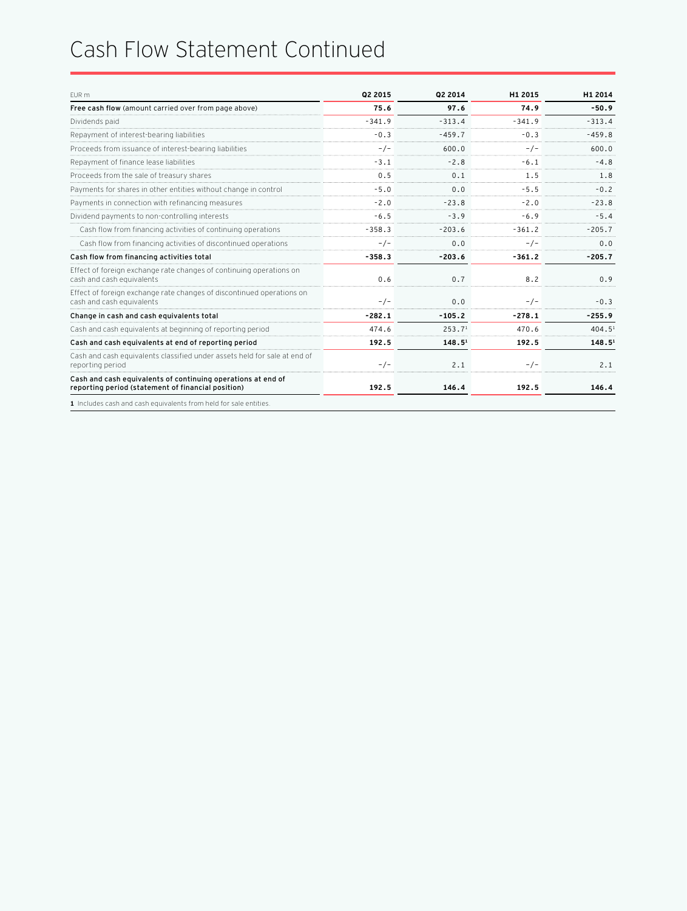# Cash Flow Statement Continued

| EUR m | Q2 2015 | Q2 2014 | H1 2015 | H1 2014 |
|---|---|---|---|---|
| **Free cash flow** (amount carried over from page above) | **75.6** | **97.6** | **74.9** | **-50.9** |
| Dividends paid | -341.9 | -313.4 | -341.9 | -313.4 |
| Repayment of interest-bearing liabilities | -0.3 | -459.7 | -0.3 | -459.8 |
| Proceeds from issuance of interest-bearing liabilities | -/- | 600.0 | -/- | 600.0 |
| Repayment of finance lease liabilities | -3.1 | -2.8 | -6.1 | -4.8 |
| Proceeds from the sale of treasury shares | 0.5 | 0.1 | 1.5 | 1.8 |
| Payments for shares in other entities without change in control | -5.0 | 0.0 | -5.5 | -0.2 |
| Payments in connection with refinancing measures | -2.0 | -23.8 | -2.0 | -23.8 |
| Dividend payments to non-controlling interests | -6.5 | -3.9 | -6.9 | -5.4 |
| Cash flow from financing activities of continuing operations | -358.3 | -203.6 | -361.2 | -205.7 |
| Cash flow from financing activities of discontinued operations | -/- | 0.0 | -/- | 0.0 |
| **Cash flow from financing activities total** | **-358.3** | **-203.6** | **-361.2** | **-205.7** |
| Effect of foreign exchange rate changes of continuing operations on cash and cash equivalents | 0.6 | 0.7 | 8.2 | 0.9 |
| Effect of foreign exchange rate changes of discontinued operations on cash and cash equivalents | -/- | 0.0 | -/- | -0.3 |
| **Change in cash and cash equivalents total** | **-282.1** | **-105.2** | **-278.1** | **-255.9** |
| Cash and cash equivalents at beginning of reporting period | 474.6 | 253.7[1] | 470.6 | 404.5[1] |
| **Cash and cash equivalents at end of reporting period** | **192.5** | **148.5[1]** | **192.5** | **148.5[1]** |
| Cash and cash equivalents classified under assets held for sale at end of reporting period | -/- | 2.1 | -/- | 2.1 |
| **Cash and cash equivalents of continuing operations at end of reporting period (statement of financial position)** | **192.5** | **146.4** | **192.5** | **146.4** |

**1** Includes cash and cash equivalents from held for sale entities.